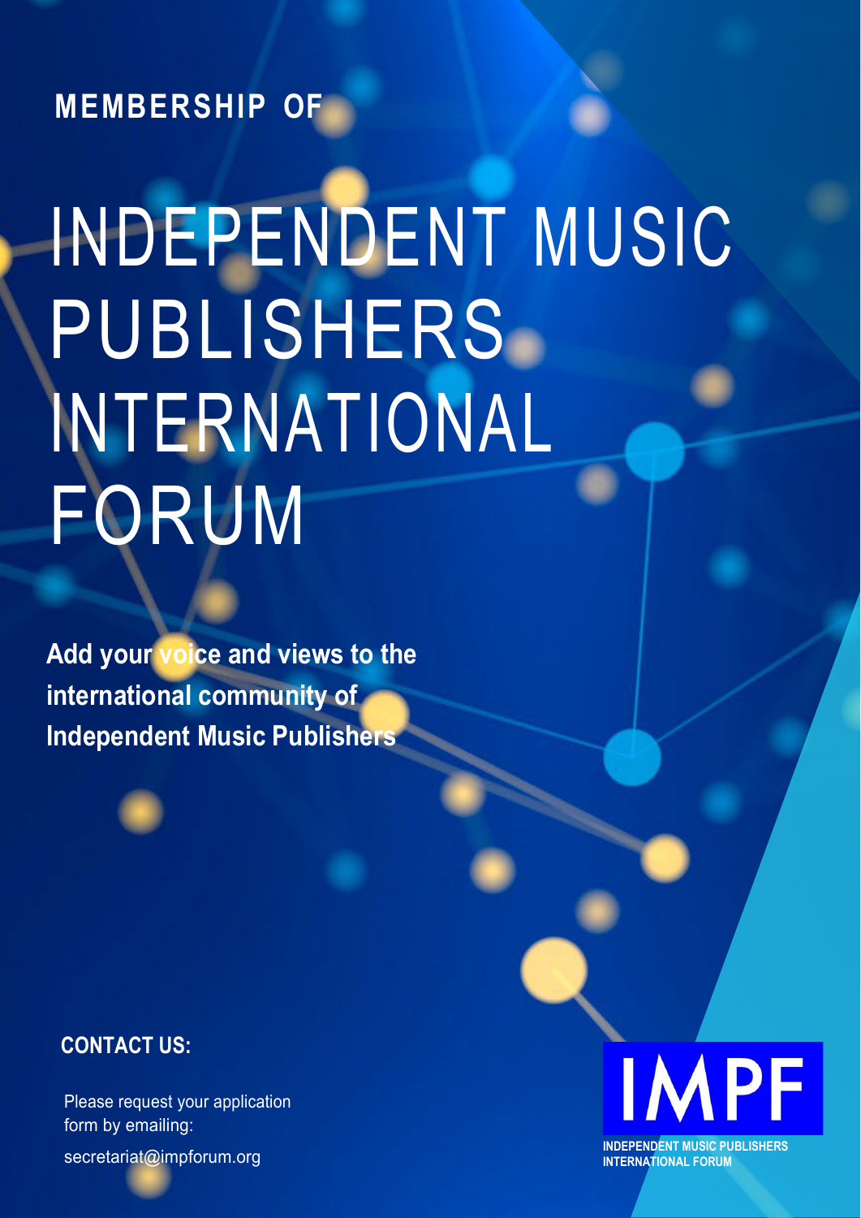**MEMBERSHIP OF**

# INDEPENDENT MUSIC PUBLISHERS INTERNATIONAL FORUM

**Add your voice and views to the international community of Independent Music Publishers**

**CONTACT US:**

Please request your application form by emailing:

secretariat@impforum.org

IMPF

INDEPENDENT MUSIC PUBLISHERS INTERNATIONAL FORUM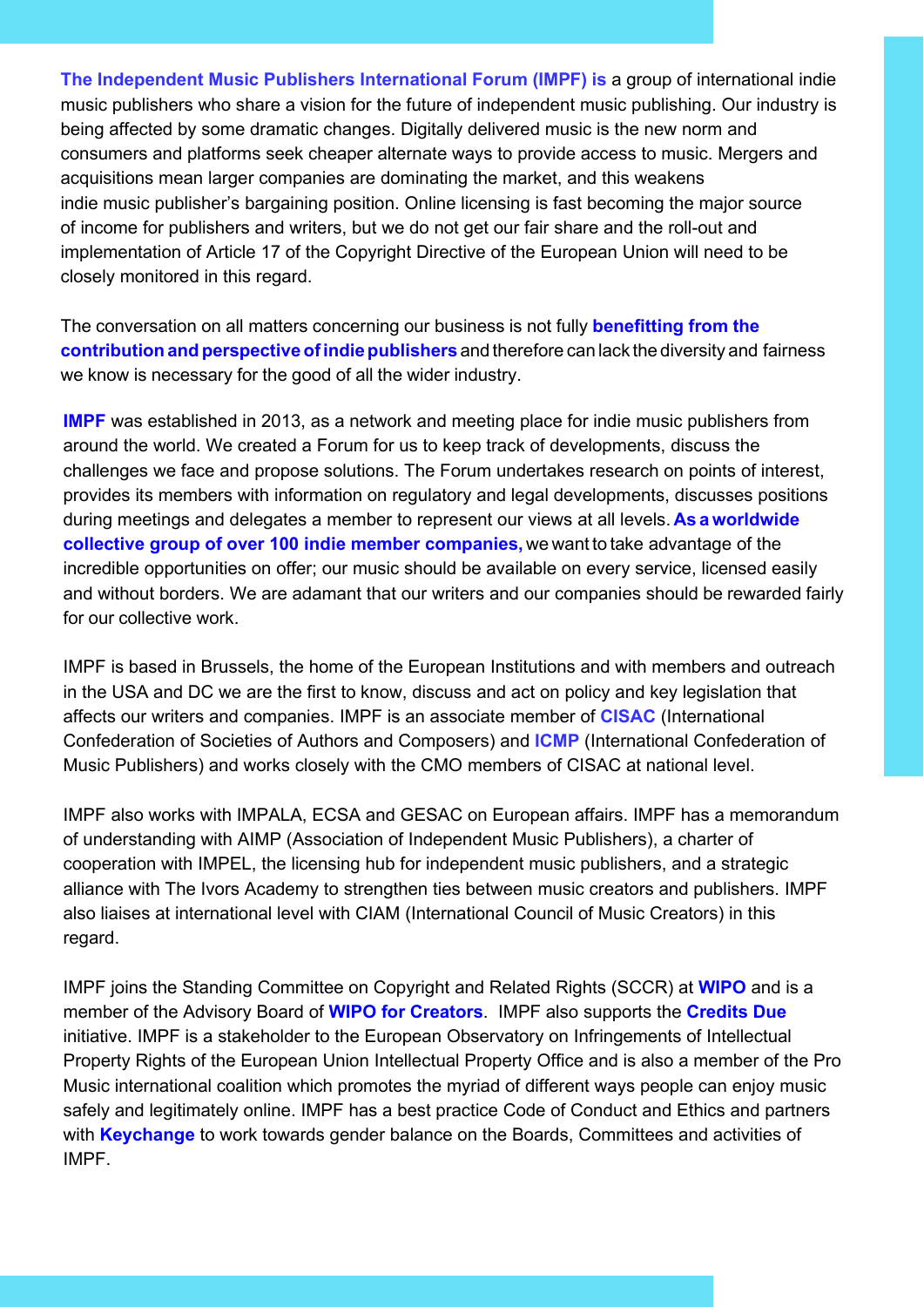**The Independent Music Publishers International Forum (IMPF) is** a group of international indie music publishers who share a vision for the future of independent music publishing. Our industry is being affected by some dramatic changes. Digitally delivered music is the new norm and consumers and platforms seek cheaper alternate ways to provide access to music. Mergers and acquisitions mean larger companies are dominating the market, and this weakens indie music publisher's bargaining position. Online licensing is fast becoming the major source of income for publishers and writers, but we do not get our fair share and the roll-out and implementation of Article 17 of the Copyright Directive of the European Union will need to be closely monitored in this regard.

The conversation on all matters concerning our business is not fully **benefitting from the contribution and perspective of indie publishers** and therefore can lack the diversity and fairness we know is necessary for the good of all the wider industry.

**IMPF** was established in 2013, as a network and meeting place for indie music publishers from around the world. We created a Forum for us to keep track of developments, discuss the challenges we face and propose solutions. The Forum undertakes research on points of interest, provides its members with information on regulatory and legal developments, discusses positions during meetings and delegates a member to represent our views at all levels. **As a worldwide collective group of over 100 indie member companies,** we want to take advantage of the incredible opportunities on offer; our music should be available on every service, licensed easily and without borders. We are adamant that our writers and our companies should be rewarded fairly for our collective work.

IMPF is based in Brussels, the home of the European Institutions and with members and outreach in the USA and DC we are the first to know, discuss and act on policy and key legislation that affects our writers and companies. IMPF is an associate member of **CISAC** (International Confederation of Societies of Authors and Composers) and **ICMP** (International Confederation of Music Publishers) and works closely with the CMO members of CISAC at national level.

IMPF also works with IMPALA, ECSA and GESAC on European affairs. IMPF has a memorandum of understanding with AIMP (Association of Independent Music Publishers), a charter of cooperation with IMPEL, the licensing hub for independent music publishers, and a strategic alliance with The Ivors Academy to strengthen ties between music creators and publishers. IMPF also liaises at international level with CIAM (International Council of Music Creators) in this regard.

IMPF joins the Standing Committee on Copyright and Related Rights (SCCR) at **WIPO** and is a member of the Advisory Board of **WIPO for Creators**. IMPF also supports the **Credits Due** initiative. IMPF is a stakeholder to the European Observatory on Infringements of Intellectual Property Rights of the European Union Intellectual Property Office and is also a member of the Pro Music international coalition which promotes the myriad of different ways people can enjoy music safely and legitimately online. IMPF has a best practice Code of Conduct and Ethics and partners with **Keychange** to work towards gender balance on the Boards, Committees and activities of IMPF.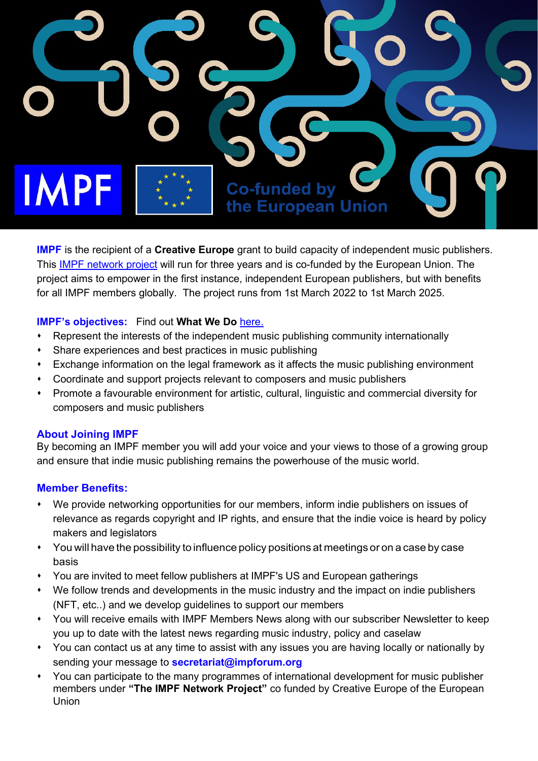IMPF

Co-funded by the European Union

**IMPF** is the recipient of a **Creative Europe** grant to build capacity of independent music publishers. This IMPF network project will run for three years and is co-funded by the European Union. The project aims to empower in the first instance, independent European publishers, but with benefits for all IMPF members globally. The project runs from 1st March 2022 to 1st March 2025.

**IMPF's objectives:** Find out **What We Do** here.

- Represent the interests of the independent music publishing community internationally
- Share experiences and best practices in music publishing
- Exchange information on the legal framework as it affects the music publishing environment
- Coordinate and support projects relevant to composers and music publishers
- Promote a favourable environment for artistic, cultural, linguistic and commercial diversity for composers and music publishers

## About Joining IMPF

By becoming an IMPF member you will add your voice and your views to those of a growing group and ensure that indie music publishing remains the powerhouse of the music world.

## Member Benefits:

- We provide networking opportunities for our members, inform indie publishers on issues of relevance as regards copyright and IP rights, and ensure that the indie voice is heard by policy makers and legislators
- You will have the possibility to influence policy positions at meetings or on a case by case basis
- You are invited to meet fellow publishers at IMPF's US and European gatherings
- We follow trends and developments in the music industry and the impact on indie publishers (NFT, etc..) and we develop guidelines to support our members
- You will receive emails with IMPF Members News along with our subscriber Newsletter to keep you up to date with the latest news regarding music industry, policy and caselaw
- You can contact us at any time to assist with any issues you are having locally or nationally by sending your message to **secretariat@impforum.org**
- You can participate to the many programmes of international development for music publisher members under **"The IMPF Network Project"** co funded by Creative Europe of the European Union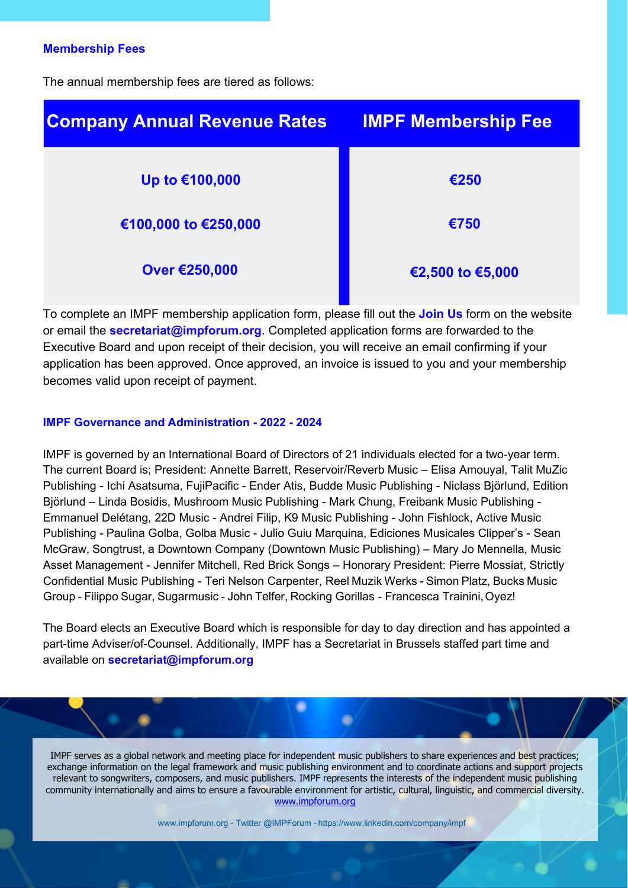### Membership Fees

The annual membership fees are tiered as follows:

| Company Annual Revenue Rates | IMPF Membership Fee |
|---|---|
| Up to €100,000 | €250 |
| €100,000 to €250,000 | €750 |
| Over €250,000 | €2,500 to €5,000 |

To complete an IMPF membership application form, please fill out the **Join Us** form on the website or email the **secretariat@impforum.org**. Completed application forms are forwarded to the Executive Board and upon receipt of their decision, you will receive an email confirming if your application has been approved. Once approved, an invoice is issued to you and your membership becomes valid upon receipt of payment.

### IMPF Governance and Administration - 2022 - 2024

IMPF is governed by an International Board of Directors of 21 individuals elected for a two-year term. The current Board is; President: Annette Barrett, Reservoir/Reverb Music – Elisa Amouyal, Talit MuZic Publishing - Ichi Asatsuma, FujiPacific - Ender Atis, Budde Music Publishing - Niclass Björlund, Edition Björlund – Linda Bosidis, Mushroom Music Publishing - Mark Chung, Freibank Music Publishing - Emmanuel Delétang, 22D Music - Andrei Filip, K9 Music Publishing - John Fishlock, Active Music Publishing - Paulina Golba, Golba Music - Julio Guiu Marquina, Ediciones Musicales Clipper's - Sean McGraw, Songtrust, a Downtown Company (Downtown Music Publishing) – Mary Jo Mennella, Music Asset Management - Jennifer Mitchell, Red Brick Songs – Honorary President: Pierre Mossiat, Strictly Confidential Music Publishing - Teri Nelson Carpenter, Reel Muzik Werks - Simon Platz, Bucks Music Group - Filippo Sugar, Sugarmusic - John Telfer, Rocking Gorillas - Francesca Trainini, Oyez!

The Board elects an Executive Board which is responsible for day to day direction and has appointed a part-time Adviser/of-Counsel. Additionally, IMPF has a Secretariat in Brussels staffed part time and available on **secretariat@impforum.org**

IMPF serves as a global network and meeting place for independent music publishers to share experiences and best practices; exchange information on the legal framework and music publishing environment and to coordinate actions and support projects relevant to songwriters, composers, and music publishers. IMPF represents the interests of the independent music publishing community internationally and aims to ensure a favourable environment for artistic, cultural, linguistic, and commercial diversity.
www.impforum.org

www.impforum.org - Twitter @IMPForum - https://www.linkedin.com/company/impf